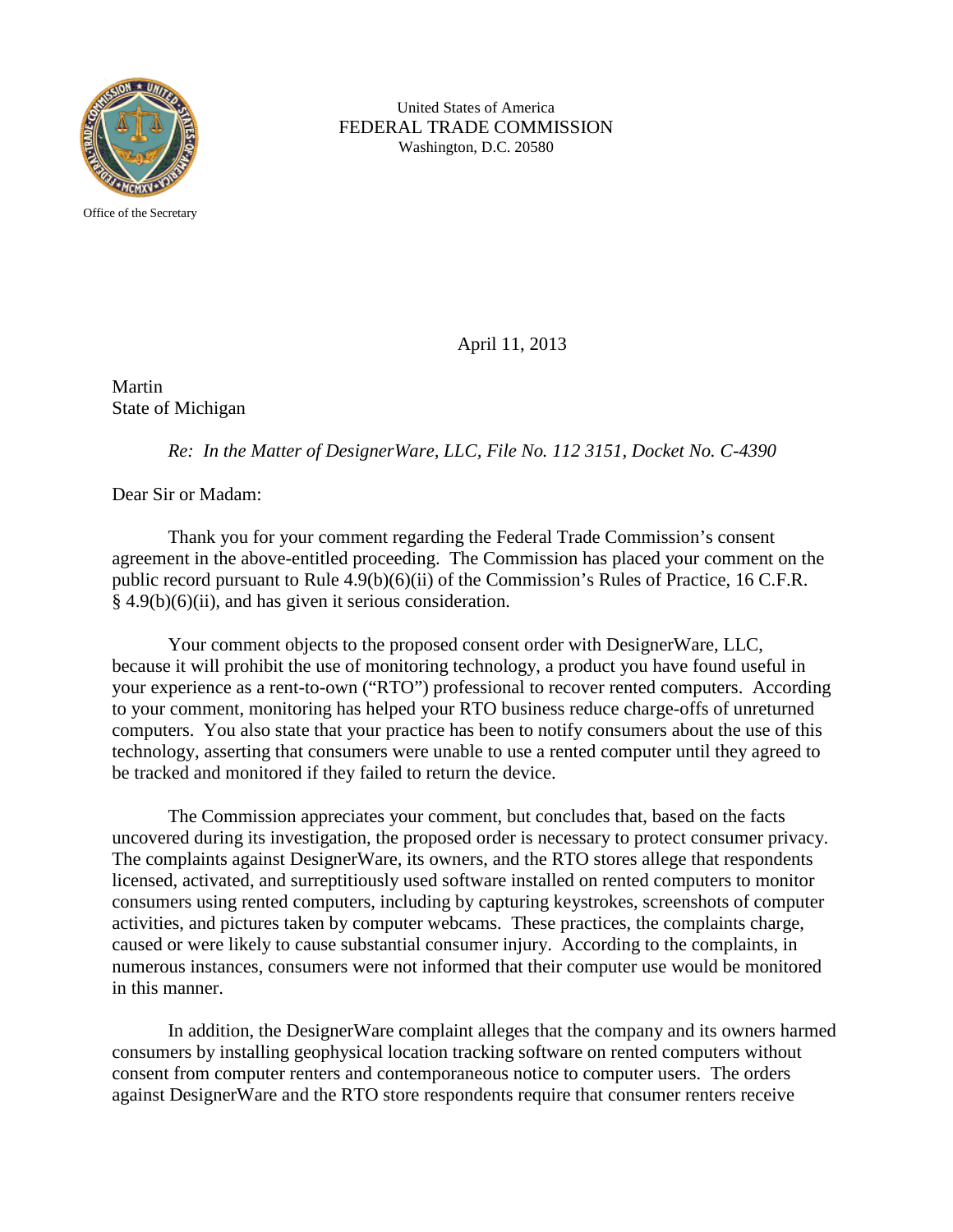United States of America
FEDERAL TRADE COMMISSION
Washington, D.C. 20580

Office of the Secretary

April 11, 2013

Martin
State of Michigan

*Re: In the Matter of DesignerWare, LLC, File No. 112 3151, Docket No. C-4390*

Dear Sir or Madam:

Thank you for your comment regarding the Federal Trade Commission's consent agreement in the above-entitled proceeding. The Commission has placed your comment on the public record pursuant to Rule 4.9(b)(6)(ii) of the Commission's Rules of Practice, 16 C.F.R. § 4.9(b)(6)(ii), and has given it serious consideration.

Your comment objects to the proposed consent order with DesignerWare, LLC, because it will prohibit the use of monitoring technology, a product you have found useful in your experience as a rent-to-own ("RTO") professional to recover rented computers. According to your comment, monitoring has helped your RTO business reduce charge-offs of unreturned computers. You also state that your practice has been to notify consumers about the use of this technology, asserting that consumers were unable to use a rented computer until they agreed to be tracked and monitored if they failed to return the device.

The Commission appreciates your comment, but concludes that, based on the facts uncovered during its investigation, the proposed order is necessary to protect consumer privacy. The complaints against DesignerWare, its owners, and the RTO stores allege that respondents licensed, activated, and surreptitiously used software installed on rented computers to monitor consumers using rented computers, including by capturing keystrokes, screenshots of computer activities, and pictures taken by computer webcams. These practices, the complaints charge, caused or were likely to cause substantial consumer injury. According to the complaints, in numerous instances, consumers were not informed that their computer use would be monitored in this manner.

In addition, the DesignerWare complaint alleges that the company and its owners harmed consumers by installing geophysical location tracking software on rented computers without consent from computer renters and contemporaneous notice to computer users. The orders against DesignerWare and the RTO store respondents require that consumer renters receive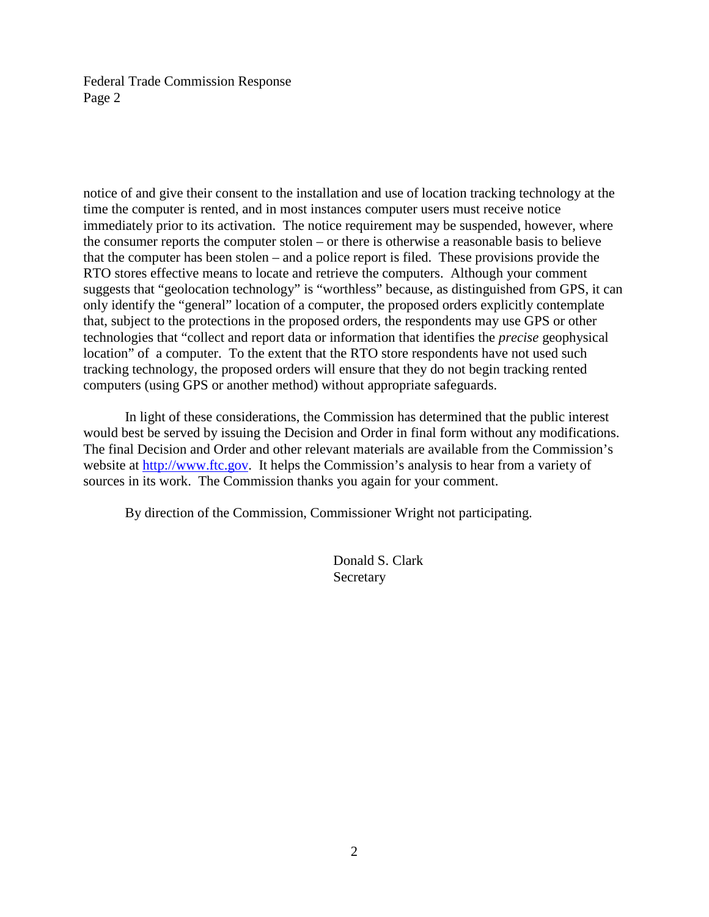notice of and give their consent to the installation and use of location tracking technology at the time the computer is rented, and in most instances computer users must receive notice immediately prior to its activation. The notice requirement may be suspended, however, where the consumer reports the computer stolen – or there is otherwise a reasonable basis to believe that the computer has been stolen – and a police report is filed. These provisions provide the RTO stores effective means to locate and retrieve the computers. Although your comment suggests that "geolocation technology" is "worthless" because, as distinguished from GPS, it can only identify the "general" location of a computer, the proposed orders explicitly contemplate that, subject to the protections in the proposed orders, the respondents may use GPS or other technologies that "collect and report data or information that identifies the *precise* geophysical location" of a computer. To the extent that the RTO store respondents have not used such tracking technology, the proposed orders will ensure that they do not begin tracking rented computers (using GPS or another method) without appropriate safeguards.

In light of these considerations, the Commission has determined that the public interest would best be served by issuing the Decision and Order in final form without any modifications. The final Decision and Order and other relevant materials are available from the Commission's website at [http://www.ftc.gov](http://www.ftc.gov). It helps the Commission's analysis to hear from a variety of sources in its work. The Commission thanks you again for your comment.

By direction of the Commission, Commissioner Wright not participating.

Donald S. Clark
Secretary